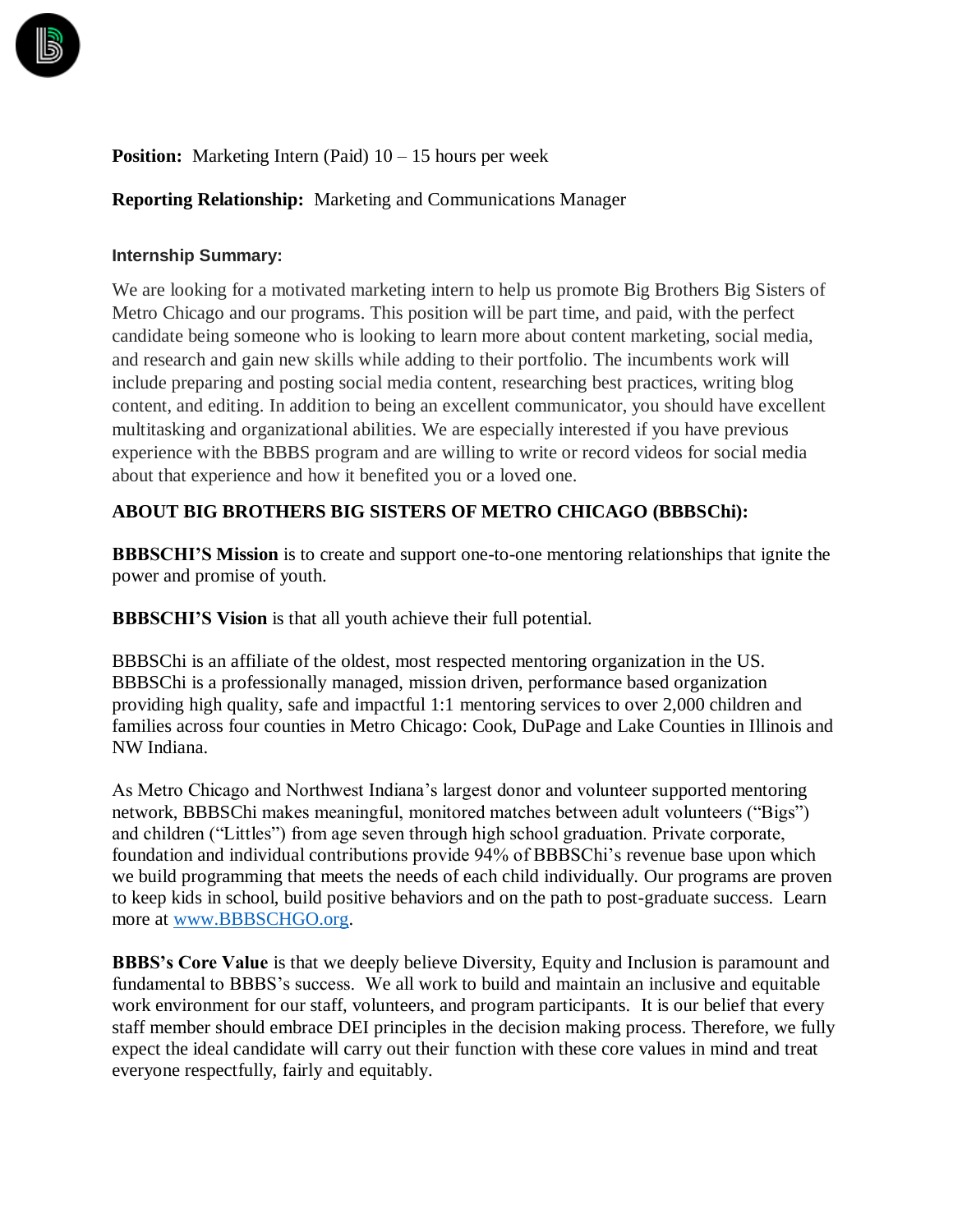**Position:** Marketing Intern (Paid) 10 – 15 hours per week

**Reporting Relationship:** Marketing and Communications Manager

### Internship Summary:

We are looking for a motivated marketing intern to help us promote Big Brothers Big Sisters of Metro Chicago and our programs. This position will be part time, and paid, with the perfect candidate being someone who is looking to learn more about content marketing, social media, and research and gain new skills while adding to their portfolio. The incumbents work will include preparing and posting social media content, researching best practices, writing blog content, and editing. In addition to being an excellent communicator, you should have excellent multitasking and organizational abilities. We are especially interested if you have previous experience with the BBBS program and are willing to write or record videos for social media about that experience and how it benefited you or a loved one.

**ABOUT BIG BROTHERS BIG SISTERS OF METRO CHICAGO (BBBSChi):**

**BBBSCHI'S Mission** is to create and support one-to-one mentoring relationships that ignite the power and promise of youth.

**BBBSCHI'S Vision** is that all youth achieve their full potential.

BBBSChi is an affiliate of the oldest, most respected mentoring organization in the US. BBBSChi is a professionally managed, mission driven, performance based organization providing high quality, safe and impactful 1:1 mentoring services to over 2,000 children and families across four counties in Metro Chicago: Cook, DuPage and Lake Counties in Illinois and NW Indiana.

As Metro Chicago and Northwest Indiana's largest donor and volunteer supported mentoring network, BBBSChi makes meaningful, monitored matches between adult volunteers ("Bigs") and children ("Littles") from age seven through high school graduation. Private corporate, foundation and individual contributions provide 94% of BBBSChi's revenue base upon which we build programming that meets the needs of each child individually. Our programs are proven to keep kids in school, build positive behaviors and on the path to post-graduate success. Learn more at [www.BBBSCHGO.org](http://www.BBBSCHGO.org).

**BBBS's Core Value** is that we deeply believe Diversity, Equity and Inclusion is paramount and fundamental to BBBS's success. We all work to build and maintain an inclusive and equitable work environment for our staff, volunteers, and program participants. It is our belief that every staff member should embrace DEI principles in the decision making process. Therefore, we fully expect the ideal candidate will carry out their function with these core values in mind and treat everyone respectfully, fairly and equitably.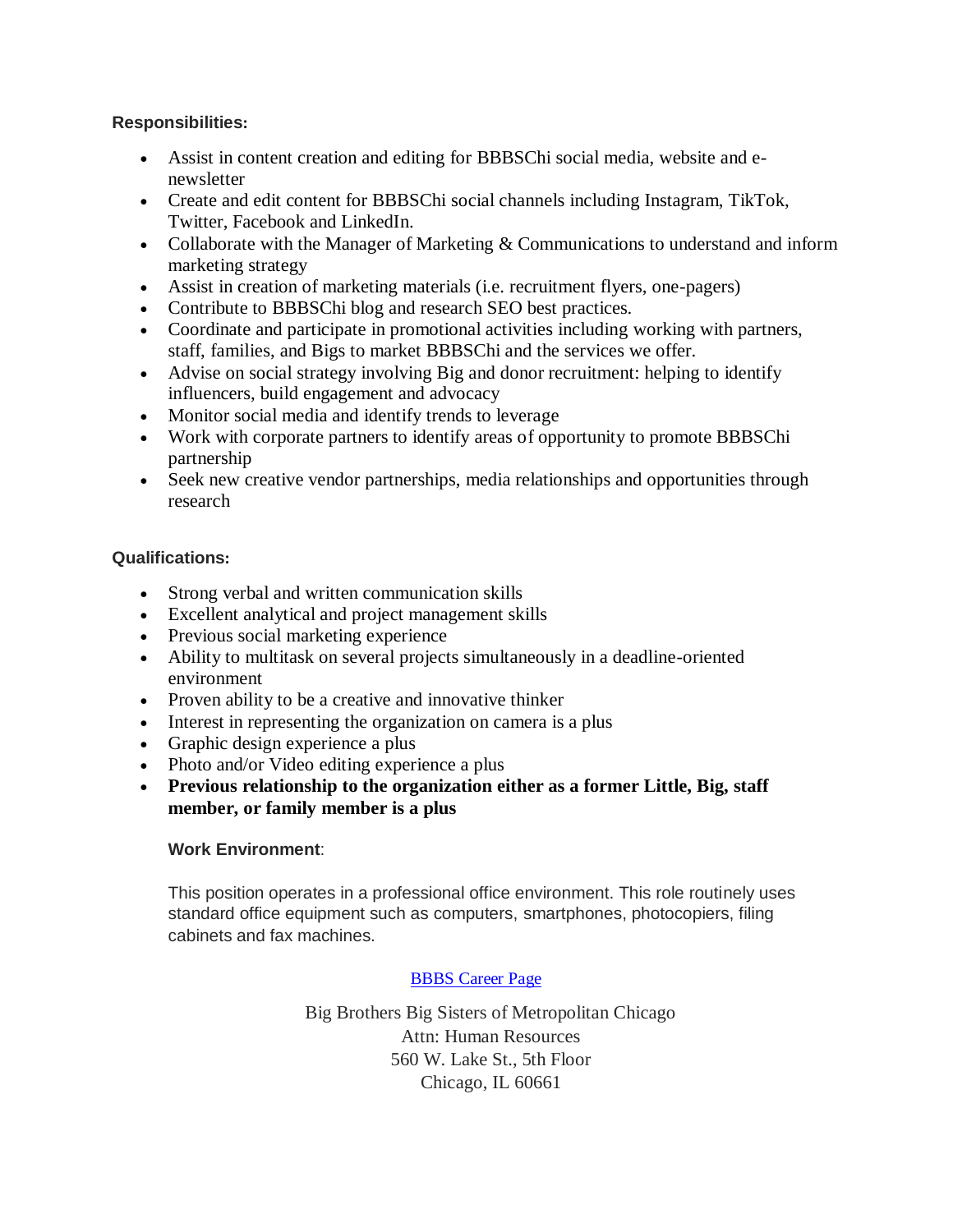**Responsibilities:**

- Assist in content creation and editing for BBBSChi social media, website and e-newsletter
- Create and edit content for BBBSChi social channels including Instagram, TikTok, Twitter, Facebook and LinkedIn.
- Collaborate with the Manager of Marketing & Communications to understand and inform marketing strategy
- Assist in creation of marketing materials (i.e. recruitment flyers, one-pagers)
- Contribute to BBBSChi blog and research SEO best practices.
- Coordinate and participate in promotional activities including working with partners, staff, families, and Bigs to market BBBSChi and the services we offer.
- Advise on social strategy involving Big and donor recruitment: helping to identify influencers, build engagement and advocacy
- Monitor social media and identify trends to leverage
- Work with corporate partners to identify areas of opportunity to promote BBBSChi partnership
- Seek new creative vendor partnerships, media relationships and opportunities through research

**Qualifications:**

- Strong verbal and written communication skills
- Excellent analytical and project management skills
- Previous social marketing experience
- Ability to multitask on several projects simultaneously in a deadline-oriented environment
- Proven ability to be a creative and innovative thinker
- Interest in representing the organization on camera is a plus
- Graphic design experience a plus
- Photo and/or Video editing experience a plus
- **Previous relationship to the organization either as a former Little, Big, staff member, or family member is a plus**

**Work Environment**:

This position operates in a professional office environment. This role routinely uses standard office equipment such as computers, smartphones, photocopiers, filing cabinets and fax machines.

BBBS Career Page

Big Brothers Big Sisters of Metropolitan Chicago
Attn: Human Resources
560 W. Lake St., 5th Floor
Chicago, IL 60661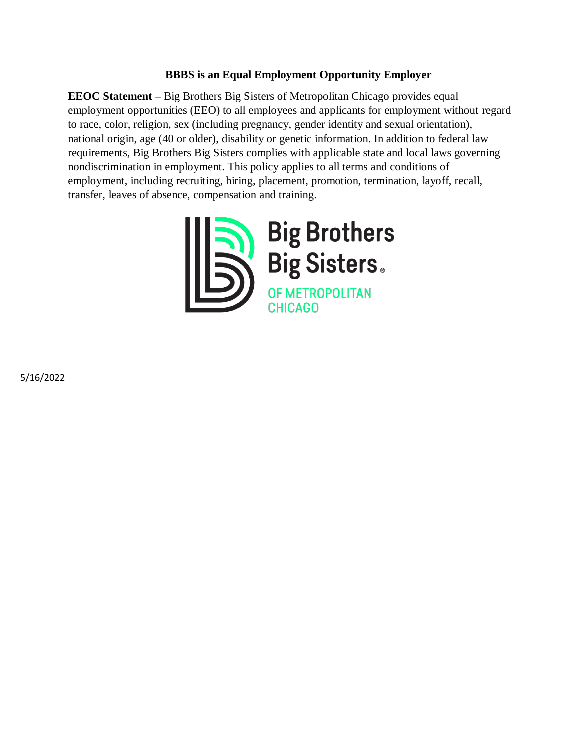**BBBS is an Equal Employment Opportunity Employer**

**EEOC Statement** – Big Brothers Big Sisters of Metropolitan Chicago provides equal employment opportunities (EEO) to all employees and applicants for employment without regard to race, color, religion, sex (including pregnancy, gender identity and sexual orientation), national origin, age (40 or older), disability or genetic information. In addition to federal law requirements, Big Brothers Big Sisters complies with applicable state and local laws governing nondiscrimination in employment. This policy applies to all terms and conditions of employment, including recruiting, hiring, placement, promotion, termination, layoff, recall, transfer, leaves of absence, compensation and training.

Big Brothers Big Sisters® OF METROPOLITAN CHICAGO

5/16/2022